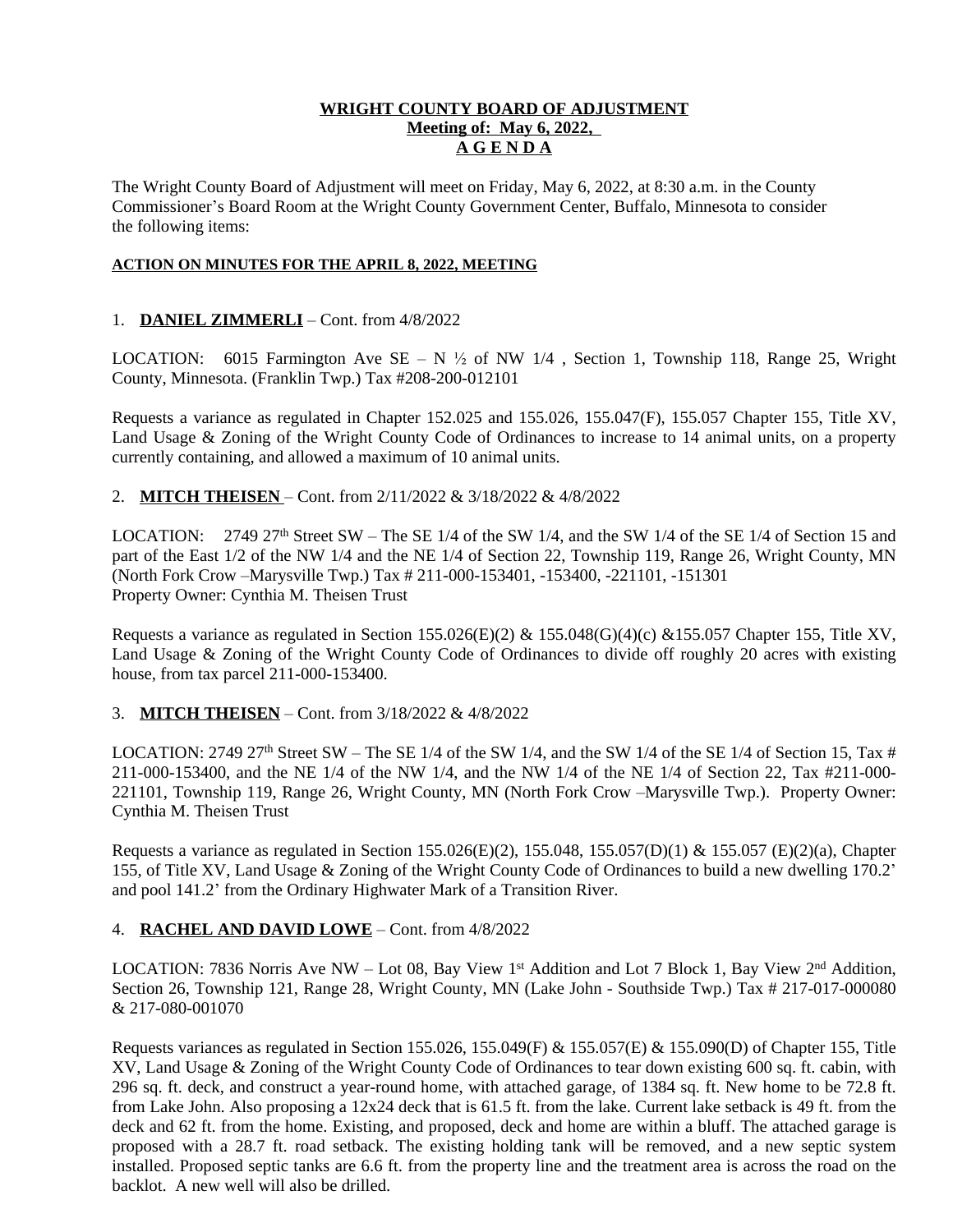**WRIGHT COUNTY BOARD OF ADJUSTMENT**
**Meeting of: May 6, 2022,**
**A G E N D A**

The Wright County Board of Adjustment will meet on Friday, May 6, 2022, at 8:30 a.m. in the County Commissioner's Board Room at the Wright County Government Center, Buffalo, Minnesota to consider the following items:

**ACTION ON MINUTES FOR THE APRIL 8, 2022, MEETING**

1. **DANIEL ZIMMERLI** – Cont. from 4/8/2022

LOCATION: 6015 Farmington Ave SE – N ½ of NW 1/4 , Section 1, Township 118, Range 25, Wright County, Minnesota. (Franklin Twp.) Tax #208-200-012101

Requests a variance as regulated in Chapter 152.025 and 155.026, 155.047(F), 155.057 Chapter 155, Title XV, Land Usage & Zoning of the Wright County Code of Ordinances to increase to 14 animal units, on a property currently containing, and allowed a maximum of 10 animal units.

2. **MITCH THEISEN** – Cont. from 2/11/2022 & 3/18/2022 & 4/8/2022

LOCATION: 2749 27th Street SW – The SE 1/4 of the SW 1/4, and the SW 1/4 of the SE 1/4 of Section 15 and part of the East 1/2 of the NW 1/4 and the NE 1/4 of Section 22, Township 119, Range 26, Wright County, MN (North Fork Crow –Marysville Twp.) Tax # 211-000-153401, -153400, -221101, -151301
Property Owner: Cynthia M. Theisen Trust

Requests a variance as regulated in Section 155.026(E)(2) & 155.048(G)(4)(c) &155.057 Chapter 155, Title XV, Land Usage & Zoning of the Wright County Code of Ordinances to divide off roughly 20 acres with existing house, from tax parcel 211-000-153400.

3. **MITCH THEISEN** – Cont. from 3/18/2022 & 4/8/2022

LOCATION: 2749 27th Street SW – The SE 1/4 of the SW 1/4, and the SW 1/4 of the SE 1/4 of Section 15, Tax # 211-000-153400, and the NE 1/4 of the NW 1/4, and the NW 1/4 of the NE 1/4 of Section 22, Tax #211-000-221101, Township 119, Range 26, Wright County, MN (North Fork Crow –Marysville Twp.). Property Owner: Cynthia M. Theisen Trust

Requests a variance as regulated in Section 155.026(E)(2), 155.048, 155.057(D)(1) & 155.057 (E)(2)(a), Chapter 155, of Title XV, Land Usage & Zoning of the Wright County Code of Ordinances to build a new dwelling 170.2' and pool 141.2' from the Ordinary Highwater Mark of a Transition River.

4. **RACHEL AND DAVID LOWE** – Cont. from 4/8/2022

LOCATION: 7836 Norris Ave NW – Lot 08, Bay View 1st Addition and Lot 7 Block 1, Bay View 2nd Addition, Section 26, Township 121, Range 28, Wright County, MN (Lake John - Southside Twp.) Tax # 217-017-000080 & 217-080-001070

Requests variances as regulated in Section 155.026, 155.049(F) & 155.057(E) & 155.090(D) of Chapter 155, Title XV, Land Usage & Zoning of the Wright County Code of Ordinances to tear down existing 600 sq. ft. cabin, with 296 sq. ft. deck, and construct a year-round home, with attached garage, of 1384 sq. ft. New home to be 72.8 ft. from Lake John. Also proposing a 12x24 deck that is 61.5 ft. from the lake. Current lake setback is 49 ft. from the deck and 62 ft. from the home. Existing, and proposed, deck and home are within a bluff. The attached garage is proposed with a 28.7 ft. road setback. The existing holding tank will be removed, and a new septic system installed. Proposed septic tanks are 6.6 ft. from the property line and the treatment area is across the road on the backlot. A new well will also be drilled.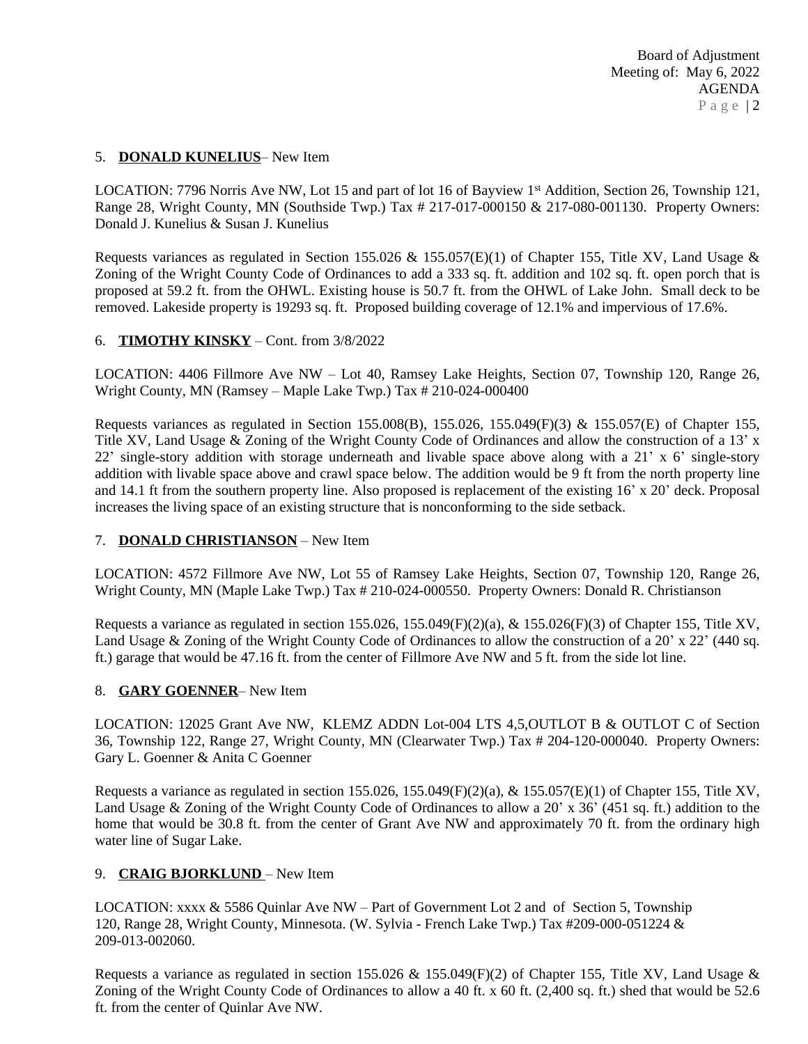5. **DONALD KUNELIUS**– New Item

LOCATION: 7796 Norris Ave NW, Lot 15 and part of lot 16 of Bayview 1st Addition, Section 26, Township 121, Range 28, Wright County, MN (Southside Twp.) Tax # 217-017-000150 & 217-080-001130. Property Owners: Donald J. Kunelius & Susan J. Kunelius

Requests variances as regulated in Section 155.026 & 155.057(E)(1) of Chapter 155, Title XV, Land Usage & Zoning of the Wright County Code of Ordinances to add a 333 sq. ft. addition and 102 sq. ft. open porch that is proposed at 59.2 ft. from the OHWL. Existing house is 50.7 ft. from the OHWL of Lake John. Small deck to be removed. Lakeside property is 19293 sq. ft. Proposed building coverage of 12.1% and impervious of 17.6%.

6. **TIMOTHY KINSKY** – Cont. from 3/8/2022

LOCATION: 4406 Fillmore Ave NW – Lot 40, Ramsey Lake Heights, Section 07, Township 120, Range 26, Wright County, MN (Ramsey – Maple Lake Twp.) Tax # 210-024-000400

Requests variances as regulated in Section 155.008(B), 155.026, 155.049(F)(3) & 155.057(E) of Chapter 155, Title XV, Land Usage & Zoning of the Wright County Code of Ordinances and allow the construction of a 13' x 22' single-story addition with storage underneath and livable space above along with a 21' x 6' single-story addition with livable space above and crawl space below. The addition would be 9 ft from the north property line and 14.1 ft from the southern property line. Also proposed is replacement of the existing 16' x 20' deck. Proposal increases the living space of an existing structure that is nonconforming to the side setback.

7. **DONALD CHRISTIANSON** – New Item

LOCATION: 4572 Fillmore Ave NW, Lot 55 of Ramsey Lake Heights, Section 07, Township 120, Range 26, Wright County, MN (Maple Lake Twp.) Tax # 210-024-000550. Property Owners: Donald R. Christianson

Requests a variance as regulated in section 155.026, 155.049(F)(2)(a), & 155.026(F)(3) of Chapter 155, Title XV, Land Usage & Zoning of the Wright County Code of Ordinances to allow the construction of a 20' x 22' (440 sq. ft.) garage that would be 47.16 ft. from the center of Fillmore Ave NW and 5 ft. from the side lot line.

8. **GARY GOENNER**– New Item

LOCATION: 12025 Grant Ave NW, KLEMZ ADDN Lot-004 LTS 4,5,OUTLOT B & OUTLOT C of Section 36, Township 122, Range 27, Wright County, MN (Clearwater Twp.) Tax # 204-120-000040. Property Owners: Gary L. Goenner & Anita C Goenner

Requests a variance as regulated in section 155.026, 155.049(F)(2)(a), & 155.057(E)(1) of Chapter 155, Title XV, Land Usage & Zoning of the Wright County Code of Ordinances to allow a 20' x 36' (451 sq. ft.) addition to the home that would be 30.8 ft. from the center of Grant Ave NW and approximately 70 ft. from the ordinary high water line of Sugar Lake.

9. **CRAIG BJORKLUND** – New Item

LOCATION: xxxx & 5586 Quinlar Ave NW – Part of Government Lot 2 and of Section 5, Township 120, Range 28, Wright County, Minnesota. (W. Sylvia - French Lake Twp.) Tax #209-000-051224 & 209-013-002060.

Requests a variance as regulated in section 155.026 & 155.049(F)(2) of Chapter 155, Title XV, Land Usage & Zoning of the Wright County Code of Ordinances to allow a 40 ft. x 60 ft. (2,400 sq. ft.) shed that would be 52.6 ft. from the center of Quinlar Ave NW.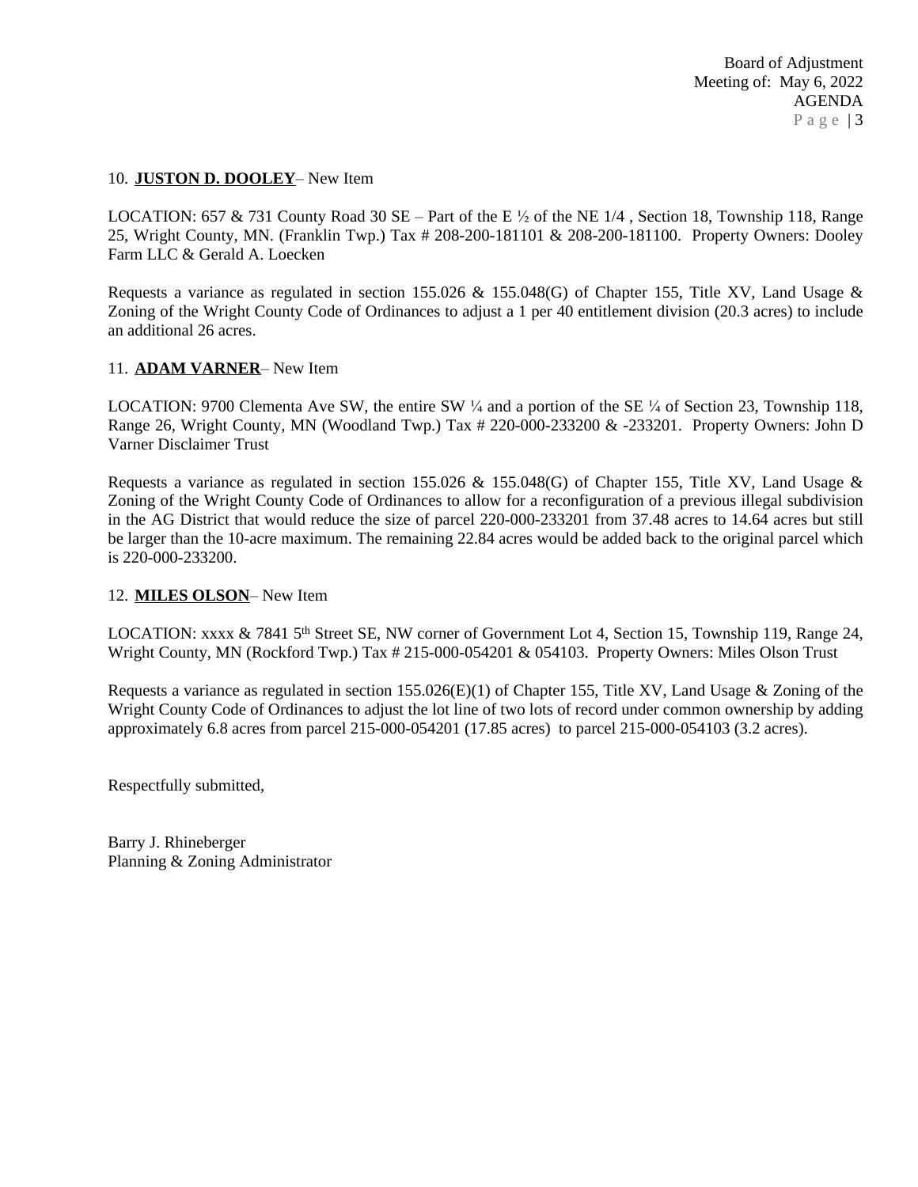10. **JUSTON D. DOOLEY**– New Item

LOCATION: 657 & 731 County Road 30 SE – Part of the E ½ of the NE 1/4 , Section 18, Township 118, Range 25, Wright County, MN. (Franklin Twp.) Tax # 208-200-181101 & 208-200-181100. Property Owners: Dooley Farm LLC & Gerald A. Loecken

Requests a variance as regulated in section 155.026 & 155.048(G) of Chapter 155, Title XV, Land Usage & Zoning of the Wright County Code of Ordinances to adjust a 1 per 40 entitlement division (20.3 acres) to include an additional 26 acres.

11. **ADAM VARNER**– New Item

LOCATION: 9700 Clementa Ave SW, the entire SW ¼ and a portion of the SE ¼ of Section 23, Township 118, Range 26, Wright County, MN (Woodland Twp.) Tax # 220-000-233200 & -233201. Property Owners: John D Varner Disclaimer Trust

Requests a variance as regulated in section 155.026 & 155.048(G) of Chapter 155, Title XV, Land Usage & Zoning of the Wright County Code of Ordinances to allow for a reconfiguration of a previous illegal subdivision in the AG District that would reduce the size of parcel 220-000-233201 from 37.48 acres to 14.64 acres but still be larger than the 10-acre maximum. The remaining 22.84 acres would be added back to the original parcel which is 220-000-233200.

12. **MILES OLSON**– New Item

LOCATION: xxxx & 7841 5th Street SE, NW corner of Government Lot 4, Section 15, Township 119, Range 24, Wright County, MN (Rockford Twp.) Tax # 215-000-054201 & 054103. Property Owners: Miles Olson Trust

Requests a variance as regulated in section 155.026(E)(1) of Chapter 155, Title XV, Land Usage & Zoning of the Wright County Code of Ordinances to adjust the lot line of two lots of record under common ownership by adding approximately 6.8 acres from parcel 215-000-054201 (17.85 acres) to parcel 215-000-054103 (3.2 acres).

Respectfully submitted,

Barry J. Rhineberger
Planning & Zoning Administrator